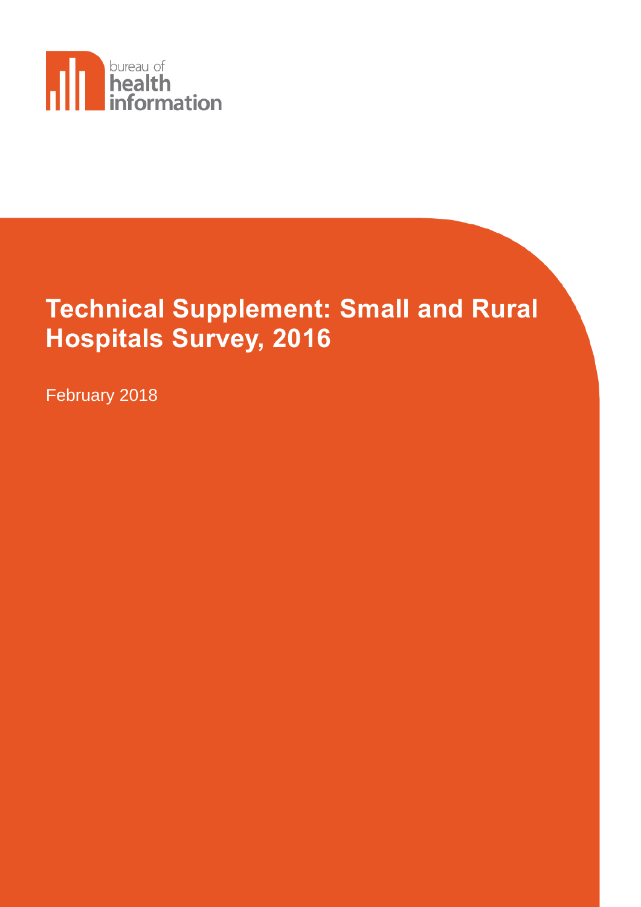bureau of health information

# Technical Supplement: Small and Rural Hospitals Survey, 2016

February 2018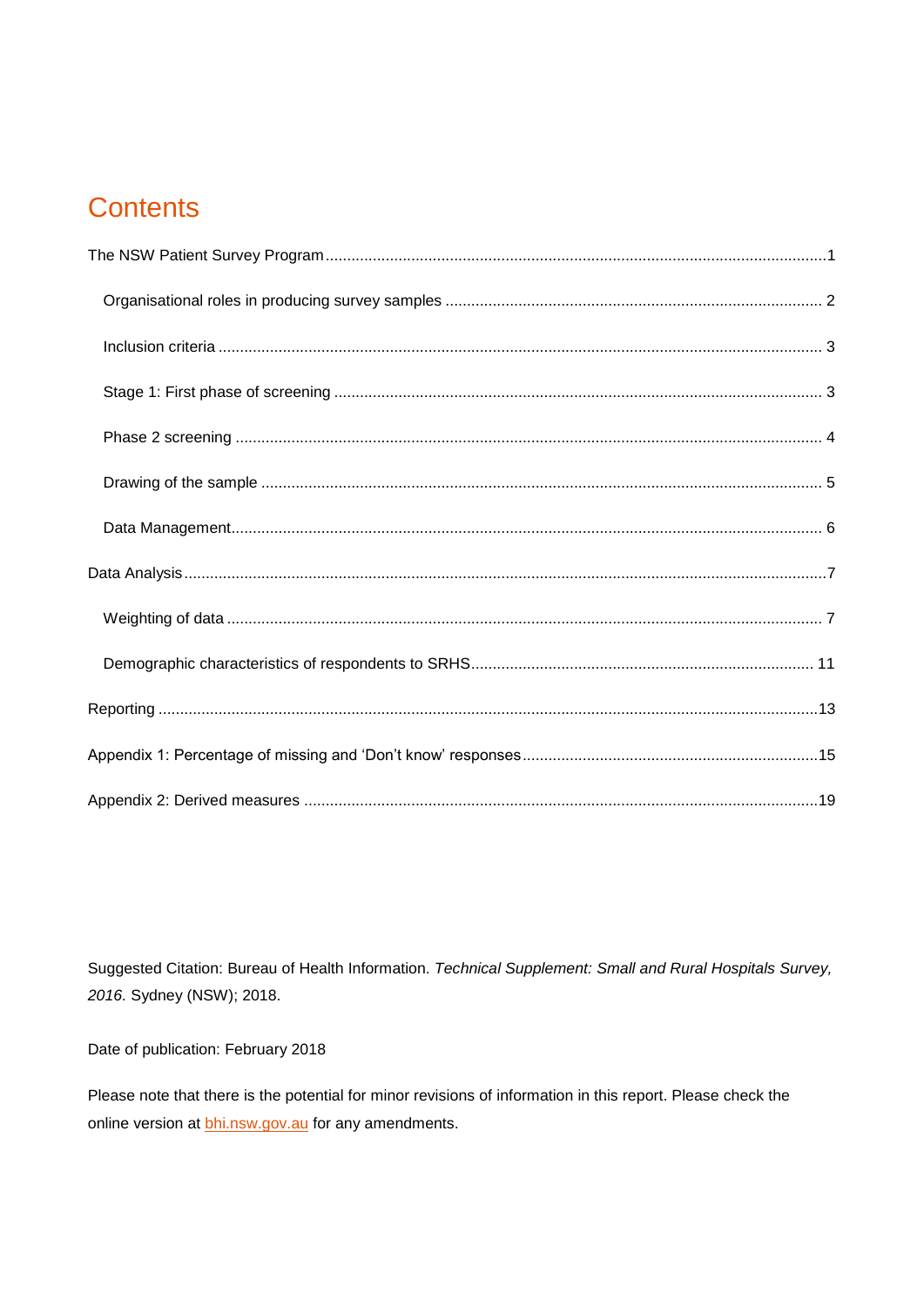# Contents

The NSW Patient Survey Program ....................................................................................................1

- Organisational roles in producing survey samples ....................................................................... 2
- Inclusion criteria ........................................................................................................................... 3
- Stage 1: First phase of screening ................................................................................................ 3
- Phase 2 screening ....................................................................................................................... 4
- Drawing of the sample ................................................................................................................. 5
- Data Management........................................................................................................................ 6

Data Analysis ....................................................................................................................................7

- Weighting of data ......................................................................................................................... 7
- Demographic characteristics of respondents to SRHS............................................................... 11

Reporting .........................................................................................................................................13

Appendix 1: Percentage of missing and 'Don't know' responses.....................................................15

Appendix 2: Derived measures .......................................................................................................19

Suggested Citation: Bureau of Health Information. *Technical Supplement: Small and Rural Hospitals Survey, 2016.* Sydney (NSW); 2018.

Date of publication: February 2018

Please note that there is the potential for minor revisions of information in this report. Please check the online version at [bhi.nsw.gov.au](bhi.nsw.gov.au) for any amendments.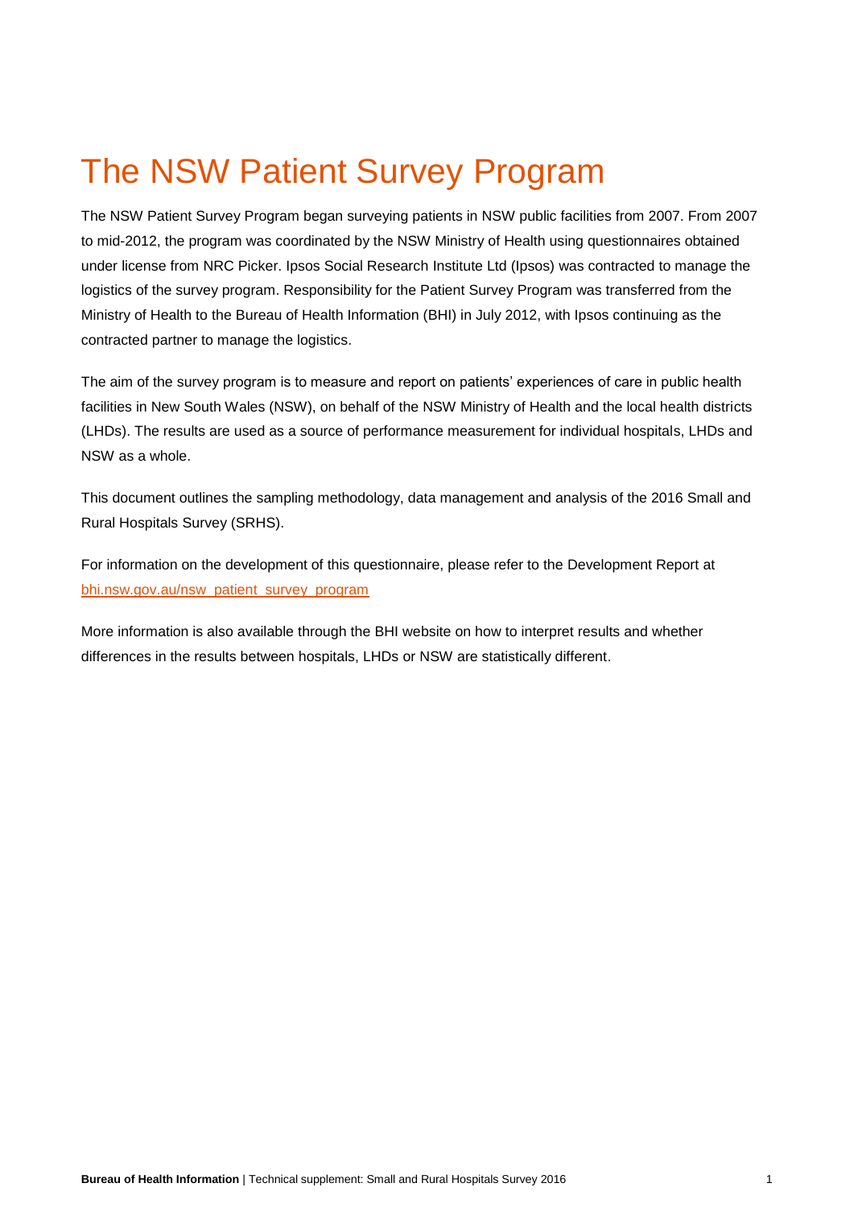# The NSW Patient Survey Program

The NSW Patient Survey Program began surveying patients in NSW public facilities from 2007. From 2007 to mid-2012, the program was coordinated by the NSW Ministry of Health using questionnaires obtained under license from NRC Picker. Ipsos Social Research Institute Ltd (Ipsos) was contracted to manage the logistics of the survey program. Responsibility for the Patient Survey Program was transferred from the Ministry of Health to the Bureau of Health Information (BHI) in July 2012, with Ipsos continuing as the contracted partner to manage the logistics.

The aim of the survey program is to measure and report on patients' experiences of care in public health facilities in New South Wales (NSW), on behalf of the NSW Ministry of Health and the local health districts (LHDs). The results are used as a source of performance measurement for individual hospitals, LHDs and NSW as a whole.

This document outlines the sampling methodology, data management and analysis of the 2016 Small and Rural Hospitals Survey (SRHS).

For information on the development of this questionnaire, please refer to the Development Report at [bhi.nsw.gov.au/nsw_patient_survey_program](bhi.nsw.gov.au/nsw_patient_survey_program)

More information is also available through the BHI website on how to interpret results and whether differences in the results between hospitals, LHDs or NSW are statistically different.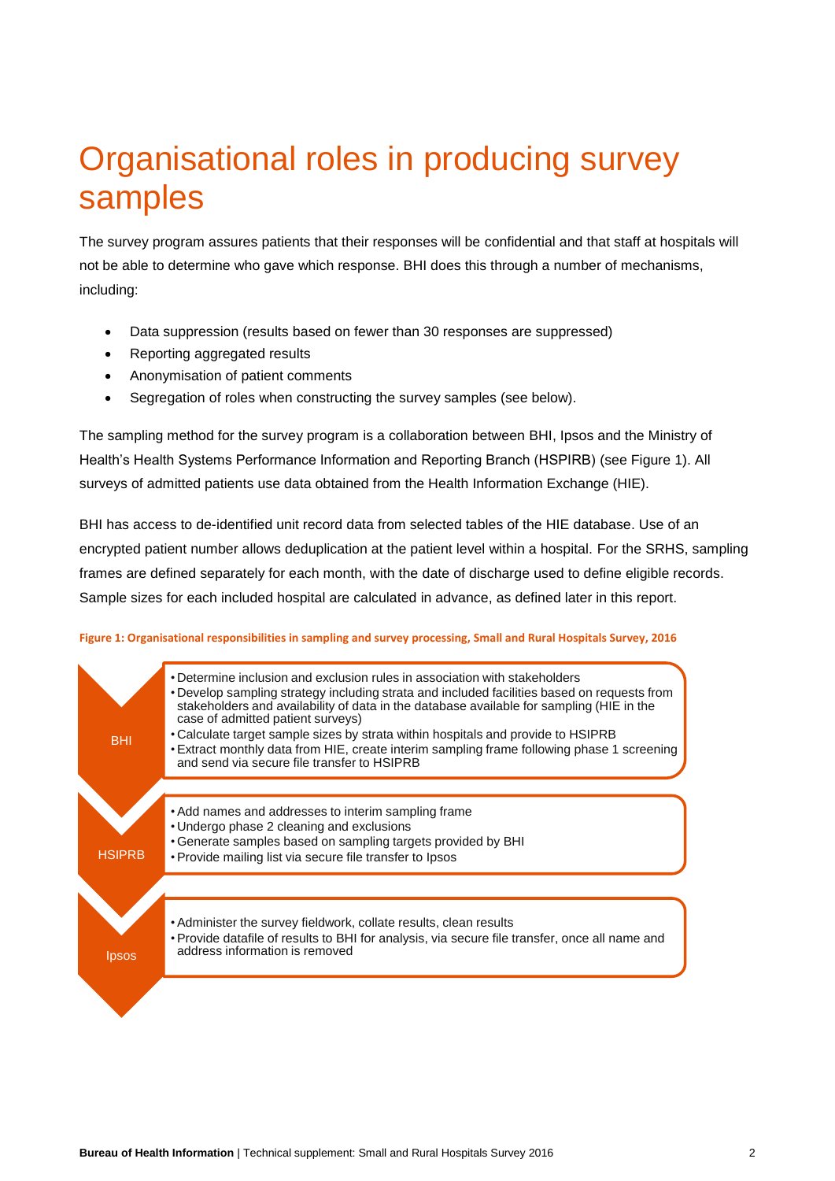# Organisational roles in producing survey samples

The survey program assures patients that their responses will be confidential and that staff at hospitals will not be able to determine who gave which response. BHI does this through a number of mechanisms, including:

- Data suppression (results based on fewer than 30 responses are suppressed)
- Reporting aggregated results
- Anonymisation of patient comments
- Segregation of roles when constructing the survey samples (see below).

The sampling method for the survey program is a collaboration between BHI, Ipsos and the Ministry of Health's Health Systems Performance Information and Reporting Branch (HSPIRB) (see Figure 1). All surveys of admitted patients use data obtained from the Health Information Exchange (HIE).

BHI has access to de-identified unit record data from selected tables of the HIE database. Use of an encrypted patient number allows deduplication at the patient level within a hospital. For the SRHS, sampling frames are defined separately for each month, with the date of discharge used to define eligible records. Sample sizes for each included hospital are calculated in advance, as defined later in this report.

**Figure 1: Organisational responsibilities in sampling and survey processing, Small and Rural Hospitals Survey, 2016**

**BHI**

- Determine inclusion and exclusion rules in association with stakeholders
- Develop sampling strategy including strata and included facilities based on requests from stakeholders and availability of data in the database available for sampling (HIE in the case of admitted patient surveys)
- Calculate target sample sizes by strata within hospitals and provide to HSPIRB
- Extract monthly data from HIE, create interim sampling frame following phase 1 screening and send via secure file transfer to HSPIRB

**HSIPRB**

- Add names and addresses to interim sampling frame
- Undergo phase 2 cleaning and exclusions
- Generate samples based on sampling targets provided by BHI
- Provide mailing list via secure file transfer to Ipsos

**Ipsos**

- Administer the survey fieldwork, collate results, clean results
- Provide datafile of results to BHI for analysis, via secure file transfer, once all name and address information is removed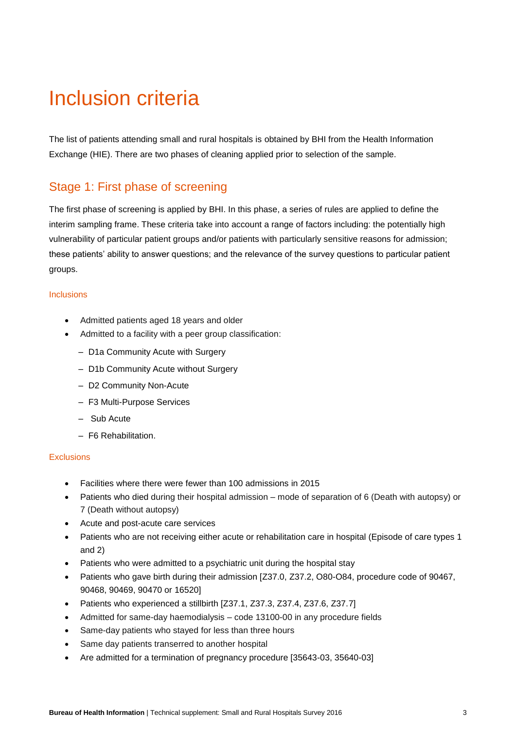# Inclusion criteria

The list of patients attending small and rural hospitals is obtained by BHI from the Health Information Exchange (HIE). There are two phases of cleaning applied prior to selection of the sample.

## Stage 1: First phase of screening

The first phase of screening is applied by BHI. In this phase, a series of rules are applied to define the interim sampling frame. These criteria take into account a range of factors including: the potentially high vulnerability of particular patient groups and/or patients with particularly sensitive reasons for admission; these patients' ability to answer questions; and the relevance of the survey questions to particular patient groups.

### Inclusions

- Admitted patients aged 18 years and older
- Admitted to a facility with a peer group classification:
  - D1a Community Acute with Surgery
  - D1b Community Acute without Surgery
  - D2 Community Non-Acute
  - F3 Multi-Purpose Services
  - Sub Acute
  - F6 Rehabilitation.

### Exclusions

- Facilities where there were fewer than 100 admissions in 2015
- Patients who died during their hospital admission – mode of separation of 6 (Death with autopsy) or 7 (Death without autopsy)
- Acute and post-acute care services
- Patients who are not receiving either acute or rehabilitation care in hospital (Episode of care types 1 and 2)
- Patients who were admitted to a psychiatric unit during the hospital stay
- Patients who gave birth during their admission [Z37.0, Z37.2, O80-O84, procedure code of 90467, 90468, 90469, 90470 or 16520]
- Patients who experienced a stillbirth [Z37.1, Z37.3, Z37.4, Z37.6, Z37.7]
- Admitted for same-day haemodialysis – code 13100-00 in any procedure fields
- Same-day patients who stayed for less than three hours
- Same day patients transerred to another hospital
- Are admitted for a termination of pregnancy procedure [35643-03, 35640-03]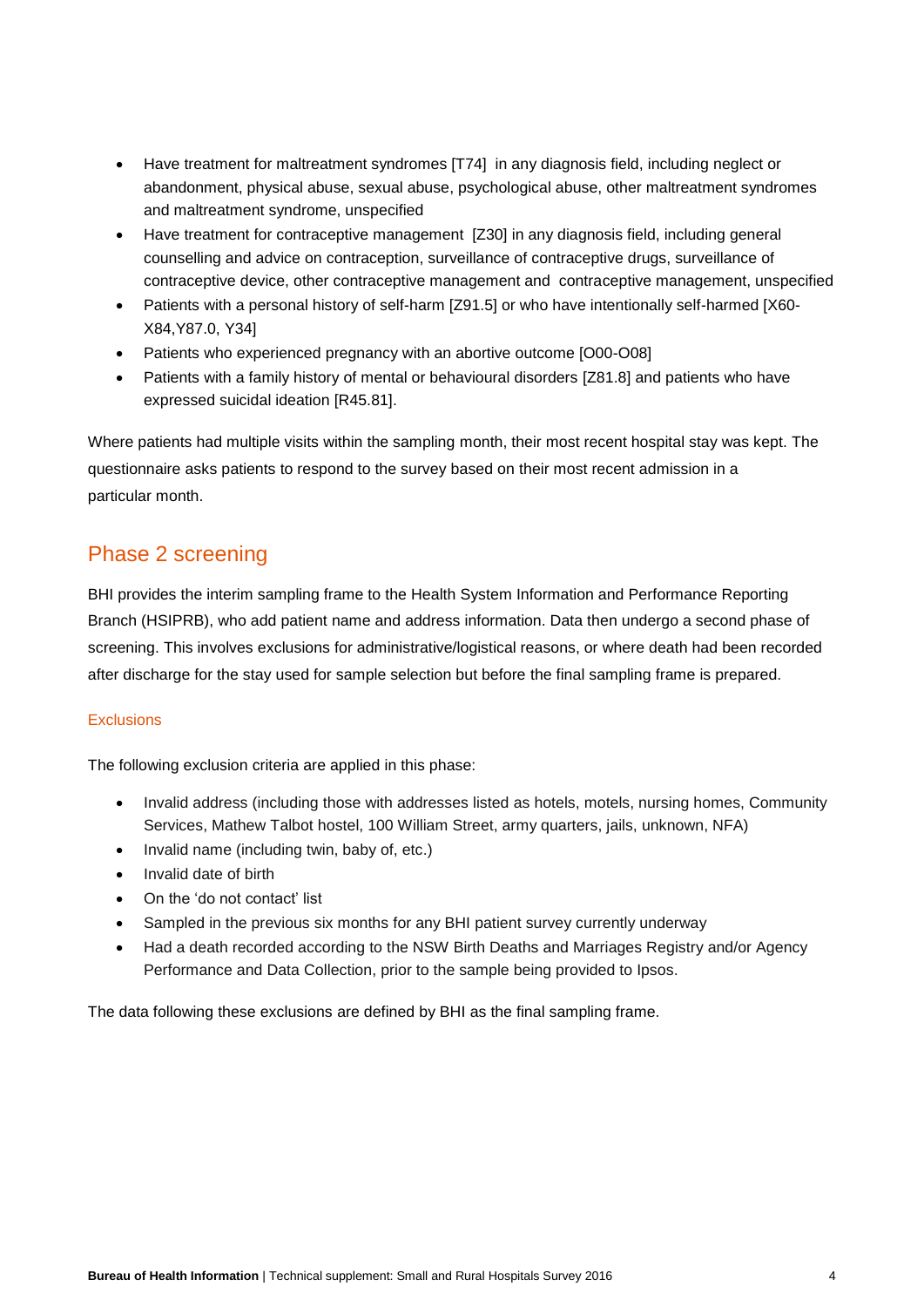- Have treatment for maltreatment syndromes [T74] in any diagnosis field, including neglect or abandonment, physical abuse, sexual abuse, psychological abuse, other maltreatment syndromes and maltreatment syndrome, unspecified
- Have treatment for contraceptive management [Z30] in any diagnosis field, including general counselling and advice on contraception, surveillance of contraceptive drugs, surveillance of contraceptive device, other contraceptive management and contraceptive management, unspecified
- Patients with a personal history of self-harm [Z91.5] or who have intentionally self-harmed [X60-X84,Y87.0, Y34]
- Patients who experienced pregnancy with an abortive outcome [O00-O08]
- Patients with a family history of mental or behavioural disorders [Z81.8] and patients who have expressed suicidal ideation [R45.81].

Where patients had multiple visits within the sampling month, their most recent hospital stay was kept. The questionnaire asks patients to respond to the survey based on their most recent admission in a particular month.

## Phase 2 screening

BHI provides the interim sampling frame to the Health System Information and Performance Reporting Branch (HSIPRB), who add patient name and address information. Data then undergo a second phase of screening. This involves exclusions for administrative/logistical reasons, or where death had been recorded after discharge for the stay used for sample selection but before the final sampling frame is prepared.

### Exclusions

The following exclusion criteria are applied in this phase:

- Invalid address (including those with addresses listed as hotels, motels, nursing homes, Community Services, Mathew Talbot hostel, 100 William Street, army quarters, jails, unknown, NFA)
- Invalid name (including twin, baby of, etc.)
- Invalid date of birth
- On the 'do not contact' list
- Sampled in the previous six months for any BHI patient survey currently underway
- Had a death recorded according to the NSW Birth Deaths and Marriages Registry and/or Agency Performance and Data Collection, prior to the sample being provided to Ipsos.

The data following these exclusions are defined by BHI as the final sampling frame.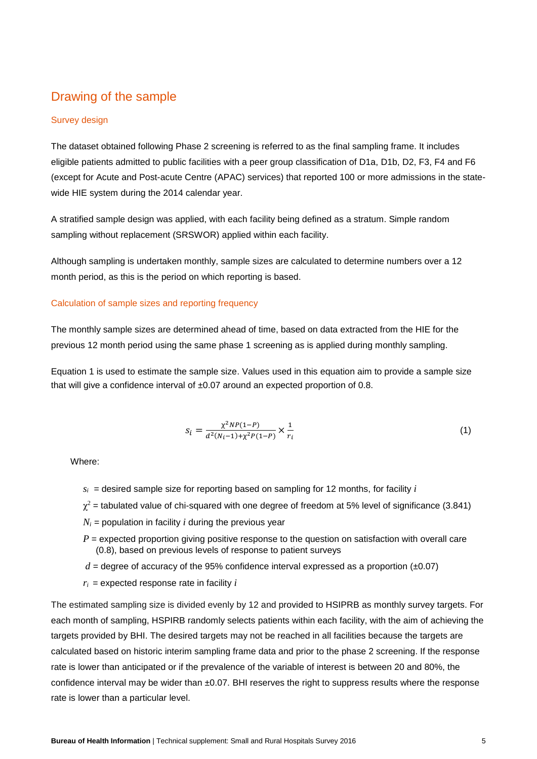## Drawing of the sample

### Survey design

The dataset obtained following Phase 2 screening is referred to as the final sampling frame. It includes eligible patients admitted to public facilities with a peer group classification of D1a, D1b, D2, F3, F4 and F6 (except for Acute and Post-acute Centre (APAC) services) that reported 100 or more admissions in the state-wide HIE system during the 2014 calendar year.

A stratified sample design was applied, with each facility being defined as a stratum. Simple random sampling without replacement (SRSWOR) applied within each facility.

Although sampling is undertaken monthly, sample sizes are calculated to determine numbers over a 12 month period, as this is the period on which reporting is based.

### Calculation of sample sizes and reporting frequency

The monthly sample sizes are determined ahead of time, based on data extracted from the HIE for the previous 12 month period using the same phase 1 screening as is applied during monthly sampling.

Equation 1 is used to estimate the sample size. Values used in this equation aim to provide a sample size that will give a confidence interval of ±0.07 around an expected proportion of 0.8.

$$s_i = \frac{\chi^2 NP(1-P)}{d^2(N_i-1)+\chi^2 P(1-P)} \times \frac{1}{r_i} \quad (1)$$

Where:

- $s_i$ = desired sample size for reporting based on sampling for 12 months, for facility $i$
- $\chi^2$ = tabulated value of chi-squared with one degree of freedom at 5% level of significance (3.841)
- $N_i$ = population in facility $i$ during the previous year
- $P$ = expected proportion giving positive response to the question on satisfaction with overall care (0.8), based on previous levels of response to patient surveys
- $d$ = degree of accuracy of the 95% confidence interval expressed as a proportion (±0.07)
- $r_i$ = expected response rate in facility $i$

The estimated sampling size is divided evenly by 12 and provided to HSIPRB as monthly survey targets. For each month of sampling, HSPIRB randomly selects patients within each facility, with the aim of achieving the targets provided by BHI. The desired targets may not be reached in all facilities because the targets are calculated based on historic interim sampling frame data and prior to the phase 2 screening. If the response rate is lower than anticipated or if the prevalence of the variable of interest is between 20 and 80%, the confidence interval may be wider than ±0.07. BHI reserves the right to suppress results where the response rate is lower than a particular level.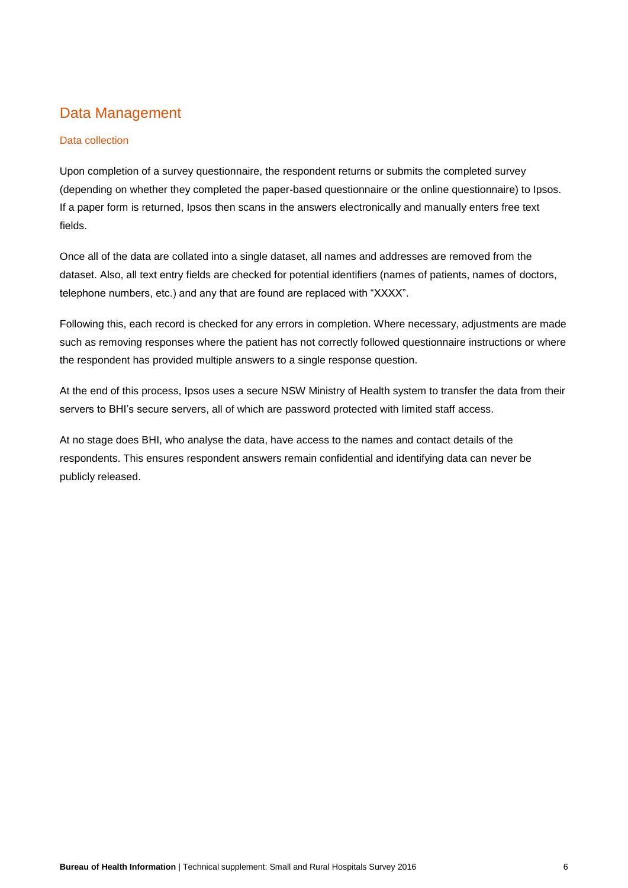## Data Management

### Data collection

Upon completion of a survey questionnaire, the respondent returns or submits the completed survey (depending on whether they completed the paper-based questionnaire or the online questionnaire) to Ipsos. If a paper form is returned, Ipsos then scans in the answers electronically and manually enters free text fields.

Once all of the data are collated into a single dataset, all names and addresses are removed from the dataset. Also, all text entry fields are checked for potential identifiers (names of patients, names of doctors, telephone numbers, etc.) and any that are found are replaced with "XXXX".

Following this, each record is checked for any errors in completion. Where necessary, adjustments are made such as removing responses where the patient has not correctly followed questionnaire instructions or where the respondent has provided multiple answers to a single response question.

At the end of this process, Ipsos uses a secure NSW Ministry of Health system to transfer the data from their servers to BHI's secure servers, all of which are password protected with limited staff access.

At no stage does BHI, who analyse the data, have access to the names and contact details of the respondents. This ensures respondent answers remain confidential and identifying data can never be publicly released.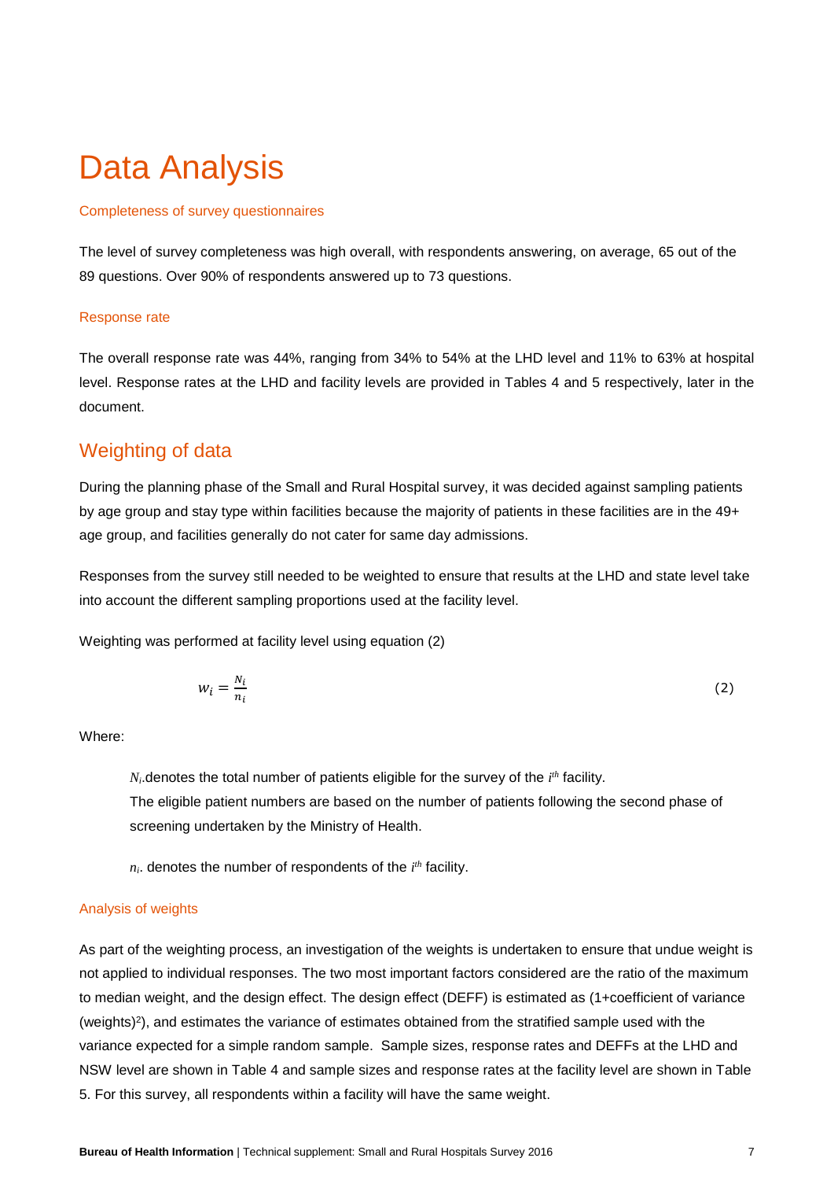# Data Analysis

### Completeness of survey questionnaires

The level of survey completeness was high overall, with respondents answering, on average, 65 out of the 89 questions. Over 90% of respondents answered up to 73 questions.

### Response rate

The overall response rate was 44%, ranging from 34% to 54% at the LHD level and 11% to 63% at hospital level. Response rates at the LHD and facility levels are provided in Tables 4 and 5 respectively, later in the document.

## Weighting of data

During the planning phase of the Small and Rural Hospital survey, it was decided against sampling patients by age group and stay type within facilities because the majority of patients in these facilities are in the 49+ age group, and facilities generally do not cater for same day admissions.

Responses from the survey still needed to be weighted to ensure that results at the LHD and state level take into account the different sampling proportions used at the facility level.

Weighting was performed at facility level using equation (2)

$$w_i = \frac{N_i}{n_i} \tag{2}$$

Where:

> $N_i$.denotes the total number of patients eligible for the survey of the $i^{th}$ facility.
> The eligible patient numbers are based on the number of patients following the second phase of screening undertaken by the Ministry of Health.
>
> $n_i$. denotes the number of respondents of the $i^{th}$ facility.

### Analysis of weights

As part of the weighting process, an investigation of the weights is undertaken to ensure that undue weight is not applied to individual responses. The two most important factors considered are the ratio of the maximum to median weight, and the design effect. The design effect (DEFF) is estimated as (1+coefficient of variance (weights)$^2$), and estimates the variance of estimates obtained from the stratified sample used with the variance expected for a simple random sample. Sample sizes, response rates and DEFFs at the LHD and NSW level are shown in Table 4 and sample sizes and response rates at the facility level are shown in Table 5. For this survey, all respondents within a facility will have the same weight.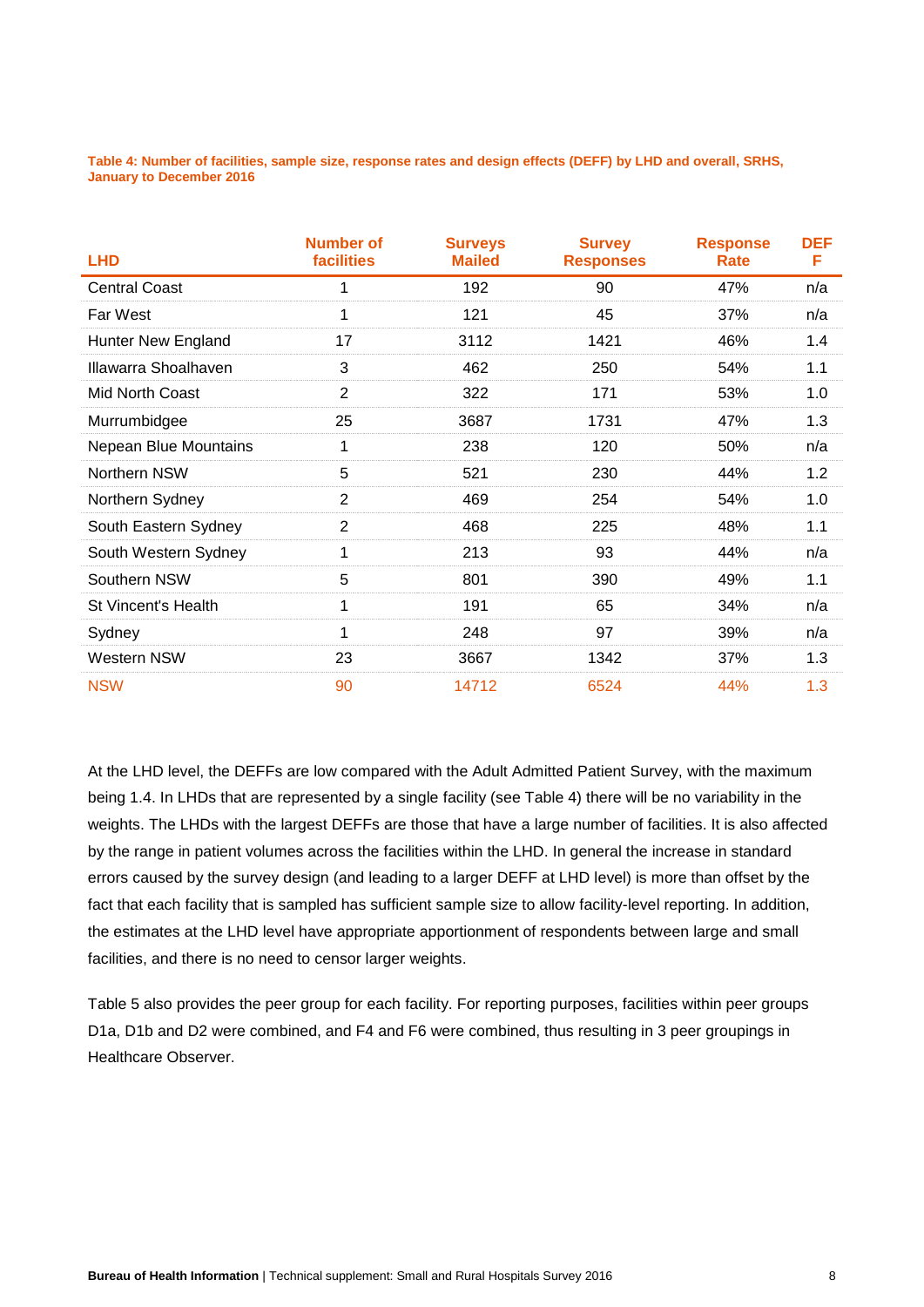**Table 4: Number of facilities, sample size, response rates and design effects (DEFF) by LHD and overall, SRHS, January to December 2016**

| LHD | Number of facilities | Surveys Mailed | Survey Responses | Response Rate | DEFF |
|---|---|---|---|---|---|
| Central Coast | 1 | 192 | 90 | 47% | n/a |
| Far West | 1 | 121 | 45 | 37% | n/a |
| Hunter New England | 17 | 3112 | 1421 | 46% | 1.4 |
| Illawarra Shoalhaven | 3 | 462 | 250 | 54% | 1.1 |
| Mid North Coast | 2 | 322 | 171 | 53% | 1.0 |
| Murrumbidgee | 25 | 3687 | 1731 | 47% | 1.3 |
| Nepean Blue Mountains | 1 | 238 | 120 | 50% | n/a |
| Northern NSW | 5 | 521 | 230 | 44% | 1.2 |
| Northern Sydney | 2 | 469 | 254 | 54% | 1.0 |
| South Eastern Sydney | 2 | 468 | 225 | 48% | 1.1 |
| South Western Sydney | 1 | 213 | 93 | 44% | n/a |
| Southern NSW | 5 | 801 | 390 | 49% | 1.1 |
| St Vincent's Health | 1 | 191 | 65 | 34% | n/a |
| Sydney | 1 | 248 | 97 | 39% | n/a |
| Western NSW | 23 | 3667 | 1342 | 37% | 1.3 |
| NSW | 90 | 14712 | 6524 | 44% | 1.3 |

At the LHD level, the DEFFs are low compared with the Adult Admitted Patient Survey, with the maximum being 1.4. In LHDs that are represented by a single facility (see Table 4) there will be no variability in the weights. The LHDs with the largest DEFFs are those that have a large number of facilities. It is also affected by the range in patient volumes across the facilities within the LHD. In general the increase in standard errors caused by the survey design (and leading to a larger DEFF at LHD level) is more than offset by the fact that each facility that is sampled has sufficient sample size to allow facility-level reporting. In addition, the estimates at the LHD level have appropriate apportionment of respondents between large and small facilities, and there is no need to censor larger weights.

Table 5 also provides the peer group for each facility. For reporting purposes, facilities within peer groups D1a, D1b and D2 were combined, and F4 and F6 were combined, thus resulting in 3 peer groupings in Healthcare Observer.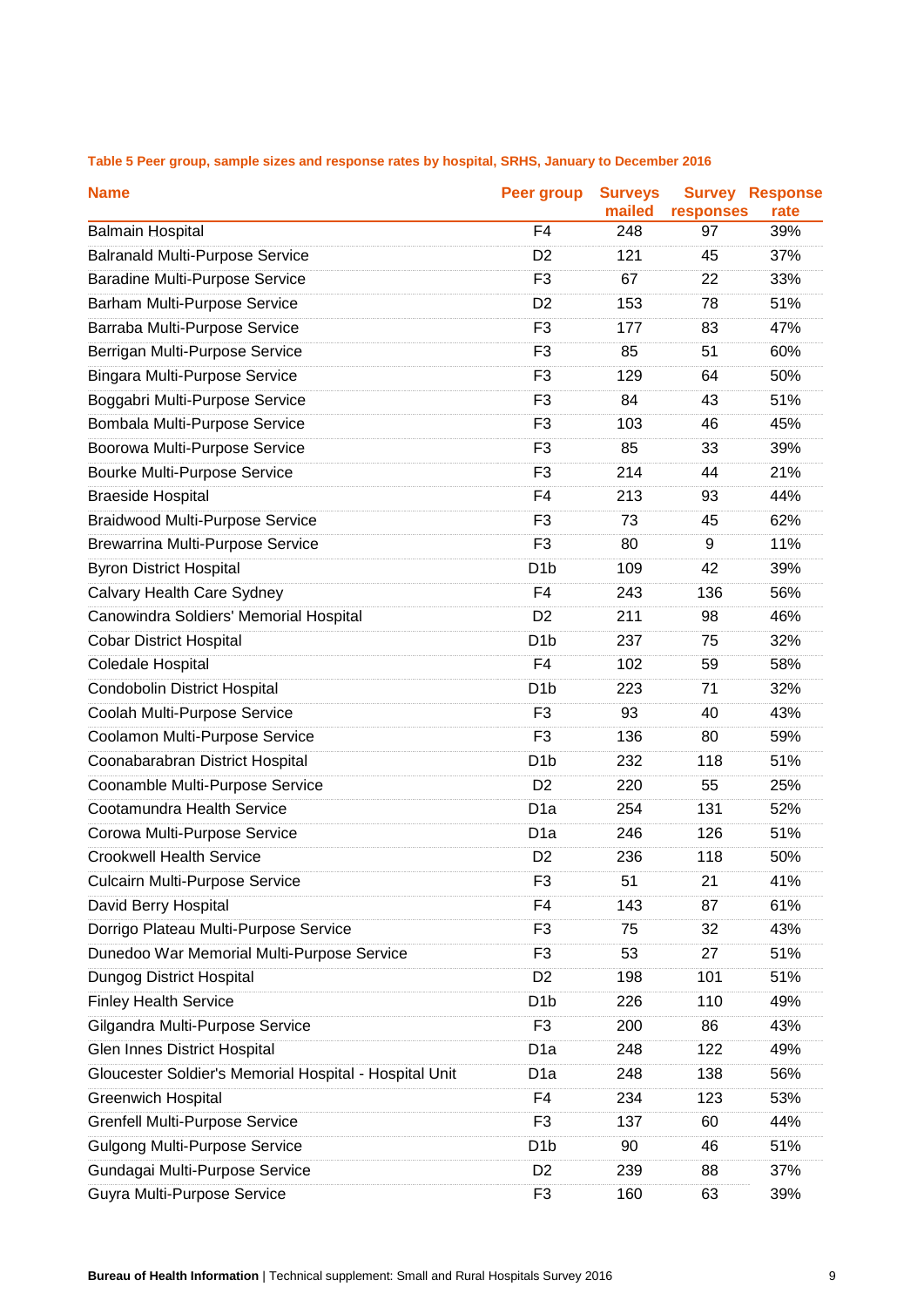**Table 5 Peer group, sample sizes and response rates by hospital, SRHS, January to December 2016**

| Name | Peer group | Surveys mailed | Survey responses | Response rate |
|---|---|---|---|---|
| Balmain Hospital | F4 | 248 | 97 | 39% |
| Balranald Multi-Purpose Service | D2 | 121 | 45 | 37% |
| Baradine Multi-Purpose Service | F3 | 67 | 22 | 33% |
| Barham Multi-Purpose Service | D2 | 153 | 78 | 51% |
| Barraba Multi-Purpose Service | F3 | 177 | 83 | 47% |
| Berrigan Multi-Purpose Service | F3 | 85 | 51 | 60% |
| Bingara Multi-Purpose Service | F3 | 129 | 64 | 50% |
| Boggabri Multi-Purpose Service | F3 | 84 | 43 | 51% |
| Bombala Multi-Purpose Service | F3 | 103 | 46 | 45% |
| Boorowa Multi-Purpose Service | F3 | 85 | 33 | 39% |
| Bourke Multi-Purpose Service | F3 | 214 | 44 | 21% |
| Braeside Hospital | F4 | 213 | 93 | 44% |
| Braidwood Multi-Purpose Service | F3 | 73 | 45 | 62% |
| Brewarrina Multi-Purpose Service | F3 | 80 | 9 | 11% |
| Byron District Hospital | D1b | 109 | 42 | 39% |
| Calvary Health Care Sydney | F4 | 243 | 136 | 56% |
| Canowindra Soldiers' Memorial Hospital | D2 | 211 | 98 | 46% |
| Cobar District Hospital | D1b | 237 | 75 | 32% |
| Coledale Hospital | F4 | 102 | 59 | 58% |
| Condobolin District Hospital | D1b | 223 | 71 | 32% |
| Coolah Multi-Purpose Service | F3 | 93 | 40 | 43% |
| Coolamon Multi-Purpose Service | F3 | 136 | 80 | 59% |
| Coonabarabran District Hospital | D1b | 232 | 118 | 51% |
| Coonamble Multi-Purpose Service | D2 | 220 | 55 | 25% |
| Cootamundra Health Service | D1a | 254 | 131 | 52% |
| Corowa Multi-Purpose Service | D1a | 246 | 126 | 51% |
| Crookwell Health Service | D2 | 236 | 118 | 50% |
| Culcairn Multi-Purpose Service | F3 | 51 | 21 | 41% |
| David Berry Hospital | F4 | 143 | 87 | 61% |
| Dorrigo Plateau Multi-Purpose Service | F3 | 75 | 32 | 43% |
| Dunedoo War Memorial Multi-Purpose Service | F3 | 53 | 27 | 51% |
| Dungog District Hospital | D2 | 198 | 101 | 51% |
| Finley Health Service | D1b | 226 | 110 | 49% |
| Gilgandra Multi-Purpose Service | F3 | 200 | 86 | 43% |
| Glen Innes District Hospital | D1a | 248 | 122 | 49% |
| Gloucester Soldier's Memorial Hospital - Hospital Unit | D1a | 248 | 138 | 56% |
| Greenwich Hospital | F4 | 234 | 123 | 53% |
| Grenfell Multi-Purpose Service | F3 | 137 | 60 | 44% |
| Gulgong Multi-Purpose Service | D1b | 90 | 46 | 51% |
| Gundagai Multi-Purpose Service | D2 | 239 | 88 | 37% |
| Guyra Multi-Purpose Service | F3 | 160 | 63 | 39% |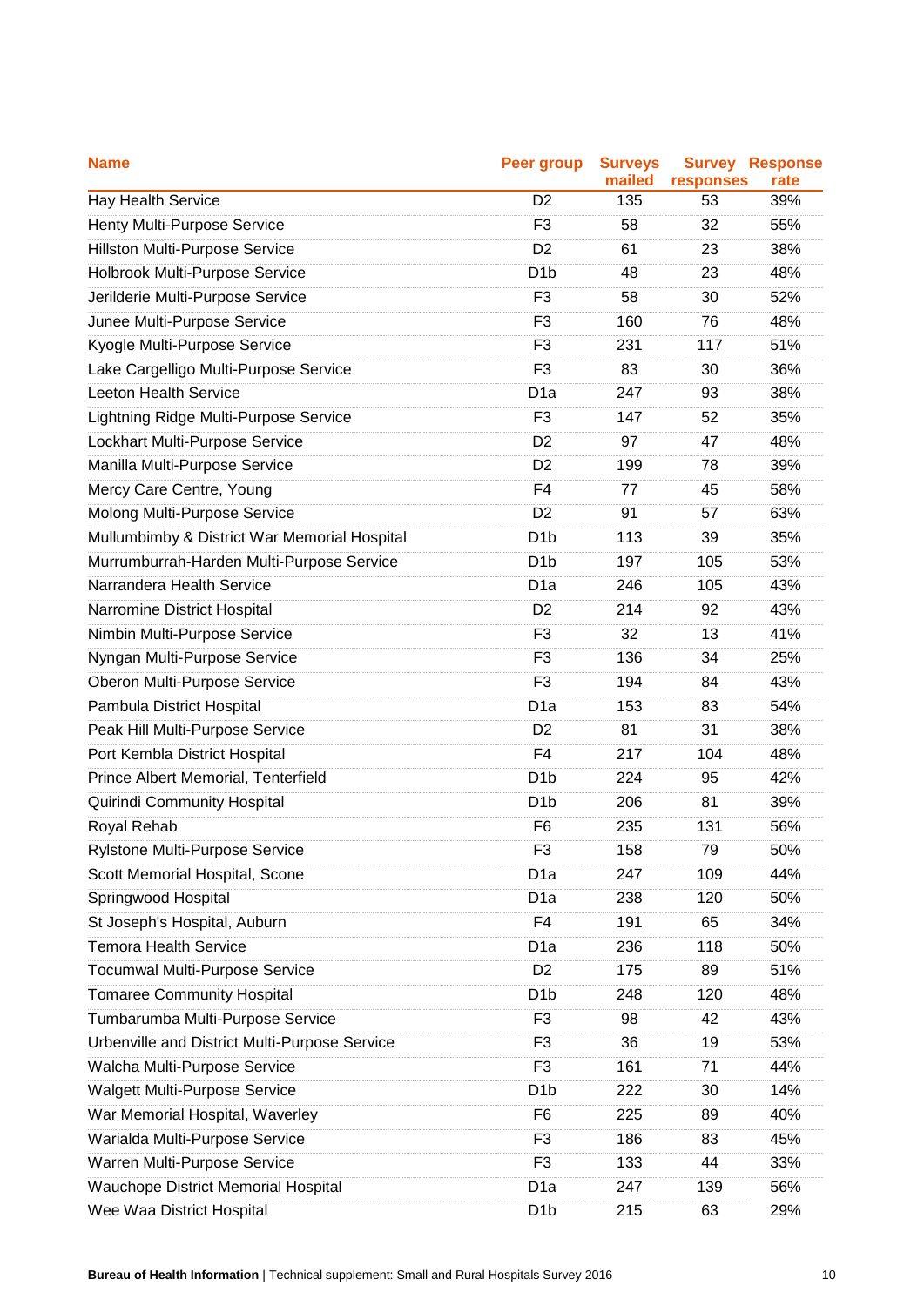| Name | Peer group | Surveys mailed | Survey responses | Response rate |
|---|---|---|---|---|
| Hay Health Service | D2 | 135 | 53 | 39% |
| Henty Multi-Purpose Service | F3 | 58 | 32 | 55% |
| Hillston Multi-Purpose Service | D2 | 61 | 23 | 38% |
| Holbrook Multi-Purpose Service | D1b | 48 | 23 | 48% |
| Jerilderie Multi-Purpose Service | F3 | 58 | 30 | 52% |
| Junee Multi-Purpose Service | F3 | 160 | 76 | 48% |
| Kyogle Multi-Purpose Service | F3 | 231 | 117 | 51% |
| Lake Cargelligo Multi-Purpose Service | F3 | 83 | 30 | 36% |
| Leeton Health Service | D1a | 247 | 93 | 38% |
| Lightning Ridge Multi-Purpose Service | F3 | 147 | 52 | 35% |
| Lockhart Multi-Purpose Service | D2 | 97 | 47 | 48% |
| Manilla Multi-Purpose Service | D2 | 199 | 78 | 39% |
| Mercy Care Centre, Young | F4 | 77 | 45 | 58% |
| Molong Multi-Purpose Service | D2 | 91 | 57 | 63% |
| Mullumbimby & District War Memorial Hospital | D1b | 113 | 39 | 35% |
| Murrumburrah-Harden Multi-Purpose Service | D1b | 197 | 105 | 53% |
| Narrandera Health Service | D1a | 246 | 105 | 43% |
| Narromine District Hospital | D2 | 214 | 92 | 43% |
| Nimbin Multi-Purpose Service | F3 | 32 | 13 | 41% |
| Nyngan Multi-Purpose Service | F3 | 136 | 34 | 25% |
| Oberon Multi-Purpose Service | F3 | 194 | 84 | 43% |
| Pambula District Hospital | D1a | 153 | 83 | 54% |
| Peak Hill Multi-Purpose Service | D2 | 81 | 31 | 38% |
| Port Kembla District Hospital | F4 | 217 | 104 | 48% |
| Prince Albert Memorial, Tenterfield | D1b | 224 | 95 | 42% |
| Quirindi Community Hospital | D1b | 206 | 81 | 39% |
| Royal Rehab | F6 | 235 | 131 | 56% |
| Rylstone Multi-Purpose Service | F3 | 158 | 79 | 50% |
| Scott Memorial Hospital, Scone | D1a | 247 | 109 | 44% |
| Springwood Hospital | D1a | 238 | 120 | 50% |
| St Joseph's Hospital, Auburn | F4 | 191 | 65 | 34% |
| Temora Health Service | D1a | 236 | 118 | 50% |
| Tocumwal Multi-Purpose Service | D2 | 175 | 89 | 51% |
| Tomaree Community Hospital | D1b | 248 | 120 | 48% |
| Tumbarumba Multi-Purpose Service | F3 | 98 | 42 | 43% |
| Urbenville and District Multi-Purpose Service | F3 | 36 | 19 | 53% |
| Walcha Multi-Purpose Service | F3 | 161 | 71 | 44% |
| Walgett Multi-Purpose Service | D1b | 222 | 30 | 14% |
| War Memorial Hospital, Waverley | F6 | 225 | 89 | 40% |
| Warialda Multi-Purpose Service | F3 | 186 | 83 | 45% |
| Warren Multi-Purpose Service | F3 | 133 | 44 | 33% |
| Wauchope District Memorial Hospital | D1a | 247 | 139 | 56% |
| Wee Waa District Hospital | D1b | 215 | 63 | 29% |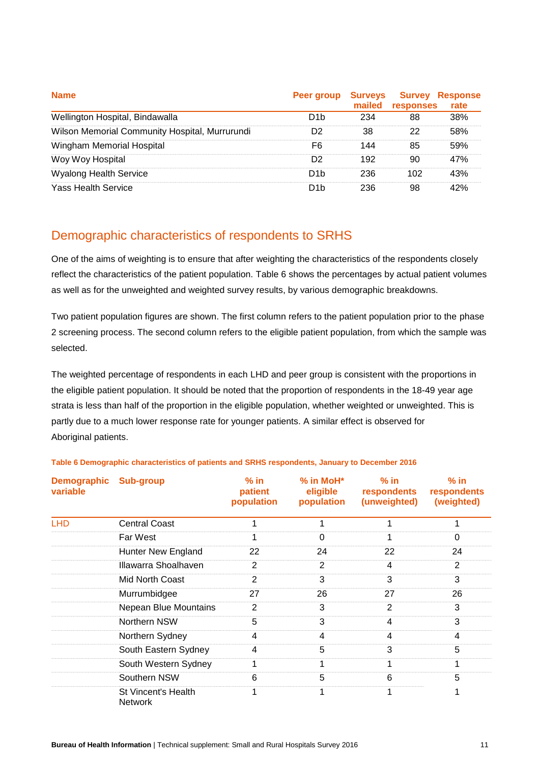| Name | Peer group | Surveys mailed | Survey responses | Response rate |
|---|---|---|---|---|
| Wellington Hospital, Bindawalla | D1b | 234 | 88 | 38% |
| Wilson Memorial Community Hospital, Murrurundi | D2 | 38 | 22 | 58% |
| Wingham Memorial Hospital | F6 | 144 | 85 | 59% |
| Woy Woy Hospital | D2 | 192 | 90 | 47% |
| Wyalong Health Service | D1b | 236 | 102 | 43% |
| Yass Health Service | D1b | 236 | 98 | 42% |

## Demographic characteristics of respondents to SRHS

One of the aims of weighting is to ensure that after weighting the characteristics of the respondents closely reflect the characteristics of the patient population. Table 6 shows the percentages by actual patient volumes as well as for the unweighted and weighted survey results, by various demographic breakdowns.

Two patient population figures are shown. The first column refers to the patient population prior to the phase 2 screening process. The second column refers to the eligible patient population, from which the sample was selected.

The weighted percentage of respondents in each LHD and peer group is consistent with the proportions in the eligible patient population. It should be noted that the proportion of respondents in the 18-49 year age strata is less than half of the proportion in the eligible population, whether weighted or unweighted. This is partly due to a much lower response rate for younger patients. A similar effect is observed for Aboriginal patients.

**Table 6 Demographic characteristics of patients and SRHS respondents, January to December 2016**

| Demographic variable | Sub-group | % in patient population | % in MoH* eligible population | % in respondents (unweighted) | % in respondents (weighted) |
|---|---|---|---|---|---|
| LHD | Central Coast | 1 | 1 | 1 | 1 |
| | Far West | 1 | 0 | 1 | 0 |
| | Hunter New England | 22 | 24 | 22 | 24 |
| | Illawarra Shoalhaven | 2 | 2 | 4 | 2 |
| | Mid North Coast | 2 | 3 | 3 | 3 |
| | Murrumbidgee | 27 | 26 | 27 | 26 |
| | Nepean Blue Mountains | 2 | 3 | 2 | 3 |
| | Northern NSW | 5 | 3 | 4 | 3 |
| | Northern Sydney | 4 | 4 | 4 | 4 |
| | South Eastern Sydney | 4 | 5 | 3 | 5 |
| | South Western Sydney | 1 | 1 | 1 | 1 |
| | Southern NSW | 6 | 5 | 6 | 5 |
| | St Vincent's Health Network | 1 | 1 | 1 | 1 |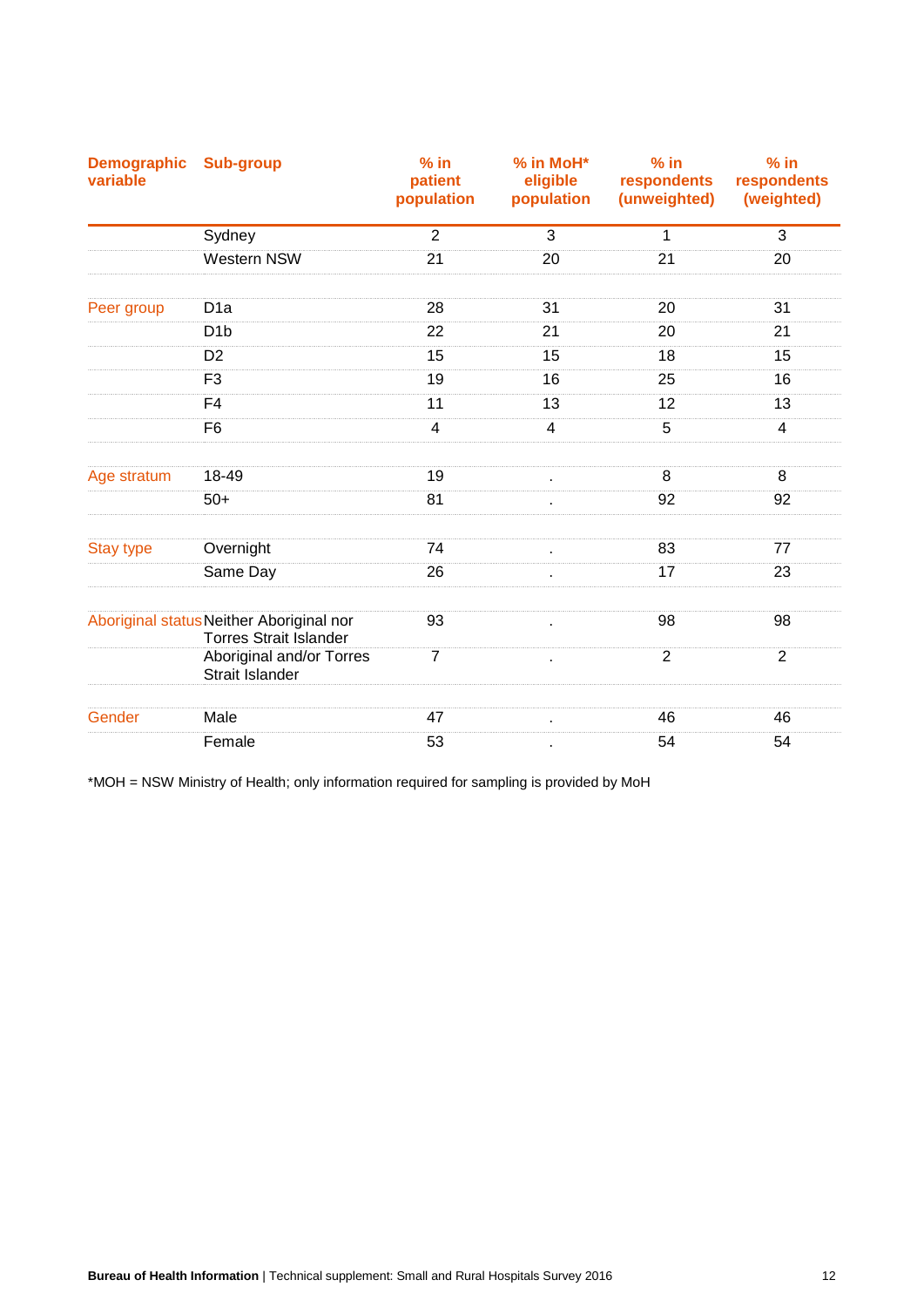| Demographic variable | Sub-group | % in patient population | % in MoH* eligible population | % in respondents (unweighted) | % in respondents (weighted) |
|---|---|---|---|---|---|
| | Sydney | 2 | 3 | 1 | 3 |
| | Western NSW | 21 | 20 | 21 | 20 |
| Peer group | D1a | 28 | 31 | 20 | 31 |
| | D1b | 22 | 21 | 20 | 21 |
| | D2 | 15 | 15 | 18 | 15 |
| | F3 | 19 | 16 | 25 | 16 |
| | F4 | 11 | 13 | 12 | 13 |
| | F6 | 4 | 4 | 5 | 4 |
| Age stratum | 18-49 | 19 | . | 8 | 8 |
| | 50+ | 81 | . | 92 | 92 |
| Stay type | Overnight | 74 | . | 83 | 77 |
| | Same Day | 26 | . | 17 | 23 |
| Aboriginal status | Neither Aboriginal nor Torres Strait Islander | 93 | . | 98 | 98 |
| | Aboriginal and/or Torres Strait Islander | 7 | . | 2 | 2 |
| Gender | Male | 47 | . | 46 | 46 |
| | Female | 53 | . | 54 | 54 |

*MOH = NSW Ministry of Health; only information required for sampling is provided by MoH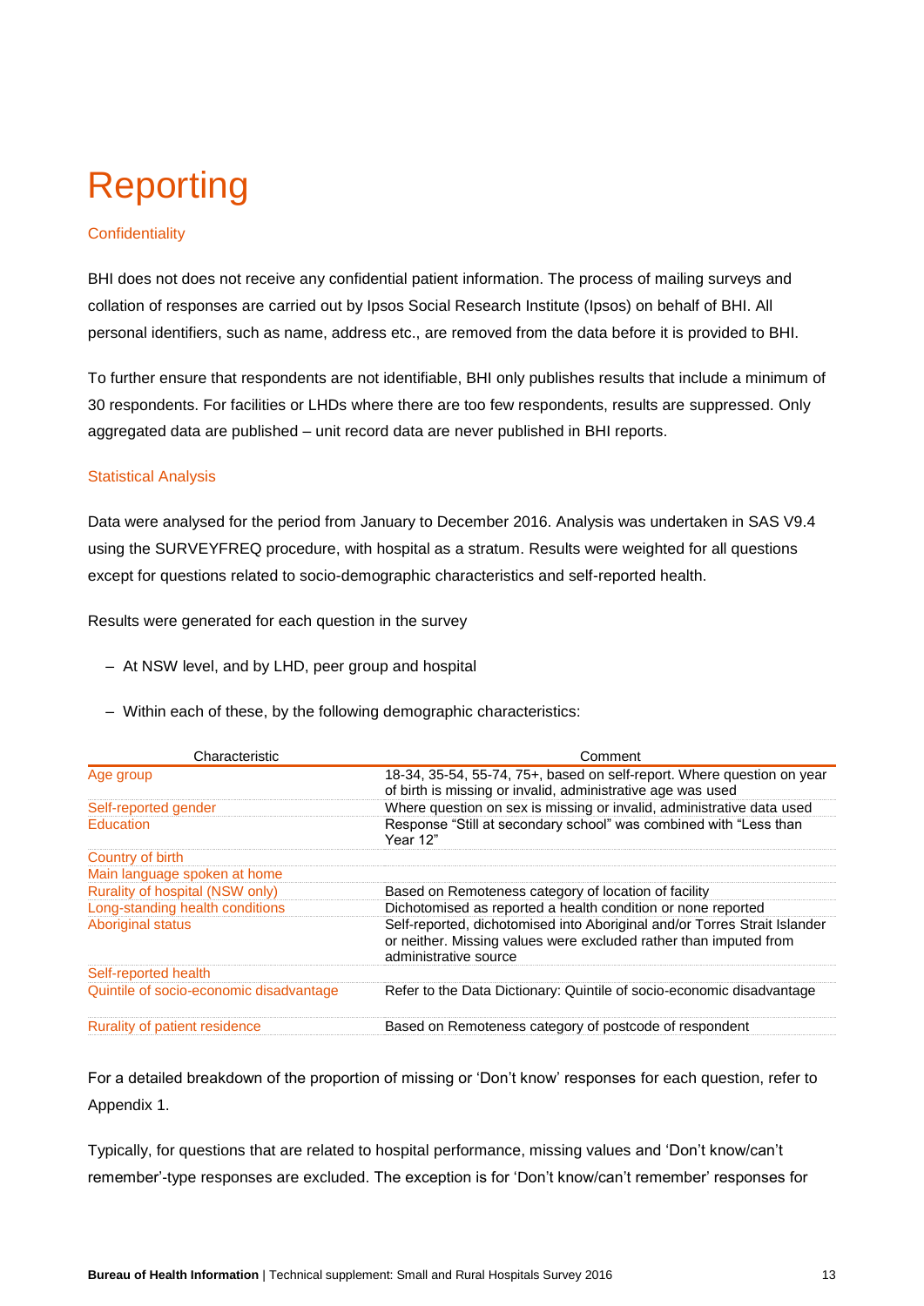# Reporting

### Confidentiality

BHI does not does not receive any confidential patient information. The process of mailing surveys and collation of responses are carried out by Ipsos Social Research Institute (Ipsos) on behalf of BHI. All personal identifiers, such as name, address etc., are removed from the data before it is provided to BHI.

To further ensure that respondents are not identifiable, BHI only publishes results that include a minimum of 30 respondents. For facilities or LHDs where there are too few respondents, results are suppressed. Only aggregated data are published – unit record data are never published in BHI reports.

### Statistical Analysis

Data were analysed for the period from January to December 2016. Analysis was undertaken in SAS V9.4 using the SURVEYFREQ procedure, with hospital as a stratum. Results were weighted for all questions except for questions related to socio-demographic characteristics and self-reported health.

Results were generated for each question in the survey

- At NSW level, and by LHD, peer group and hospital
- Within each of these, by the following demographic characteristics:

| Characteristic | Comment |
|---|---|
| Age group | 18-34, 35-54, 55-74, 75+, based on self-report. Where question on year of birth is missing or invalid, administrative age was used |
| Self-reported gender | Where question on sex is missing or invalid, administrative data used |
| Education | Response "Still at secondary school" was combined with "Less than Year 12" |
| Country of birth | |
| Main language spoken at home | |
| Rurality of hospital (NSW only) | Based on Remoteness category of location of facility |
| Long-standing health conditions | Dichotomised as reported a health condition or none reported |
| Aboriginal status | Self-reported, dichotomised into Aboriginal and/or Torres Strait Islander or neither. Missing values were excluded rather than imputed from administrative source |
| Self-reported health | |
| Quintile of socio-economic disadvantage | Refer to the Data Dictionary: Quintile of socio-economic disadvantage |
| Rurality of patient residence | Based on Remoteness category of postcode of respondent |

For a detailed breakdown of the proportion of missing or 'Don't know' responses for each question, refer to Appendix 1.

Typically, for questions that are related to hospital performance, missing values and 'Don't know/can't remember'-type responses are excluded. The exception is for 'Don't know/can't remember' responses for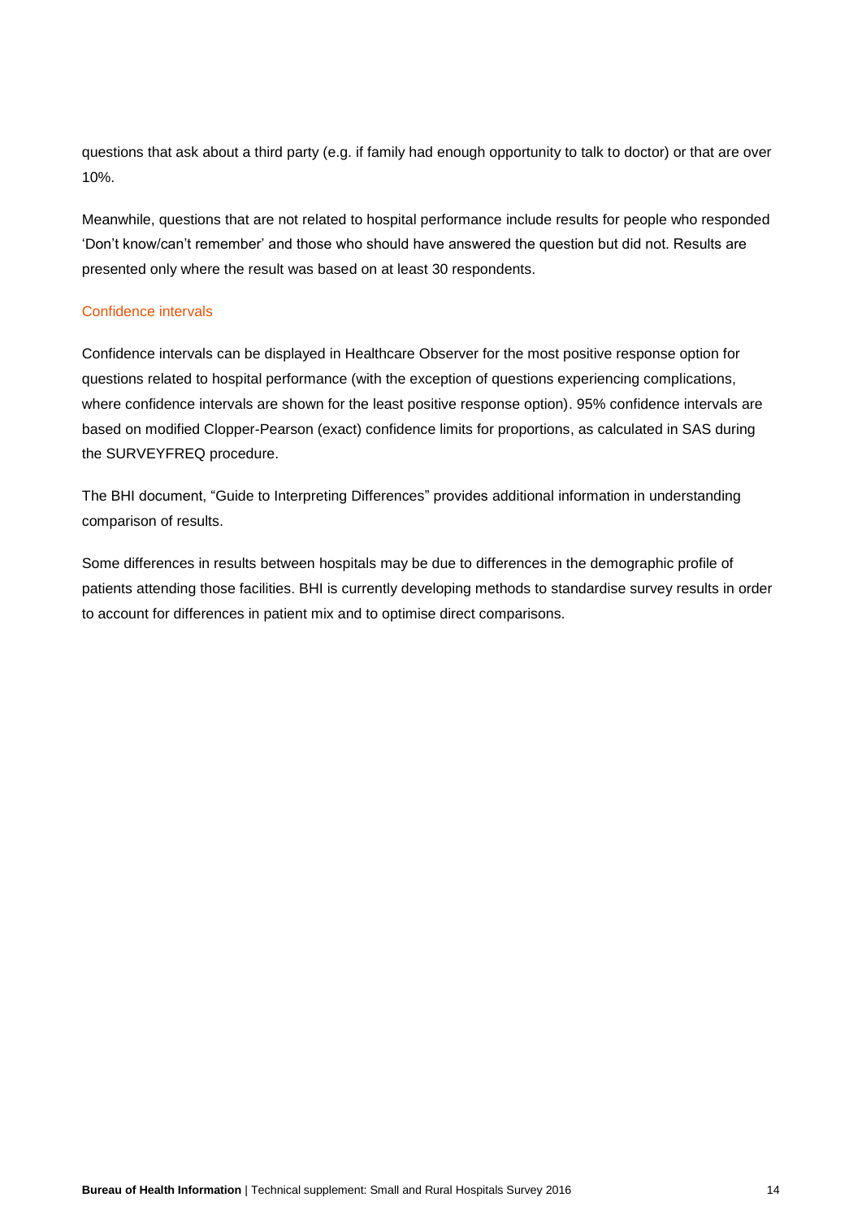questions that ask about a third party (e.g. if family had enough opportunity to talk to doctor) or that are over 10%.

Meanwhile, questions that are not related to hospital performance include results for people who responded 'Don't know/can't remember' and those who should have answered the question but did not. Results are presented only where the result was based on at least 30 respondents.

### Confidence intervals

Confidence intervals can be displayed in Healthcare Observer for the most positive response option for questions related to hospital performance (with the exception of questions experiencing complications, where confidence intervals are shown for the least positive response option). 95% confidence intervals are based on modified Clopper-Pearson (exact) confidence limits for proportions, as calculated in SAS during the SURVEYFREQ procedure.

The BHI document, "Guide to Interpreting Differences" provides additional information in understanding comparison of results.

Some differences in results between hospitals may be due to differences in the demographic profile of patients attending those facilities. BHI is currently developing methods to standardise survey results in order to account for differences in patient mix and to optimise direct comparisons.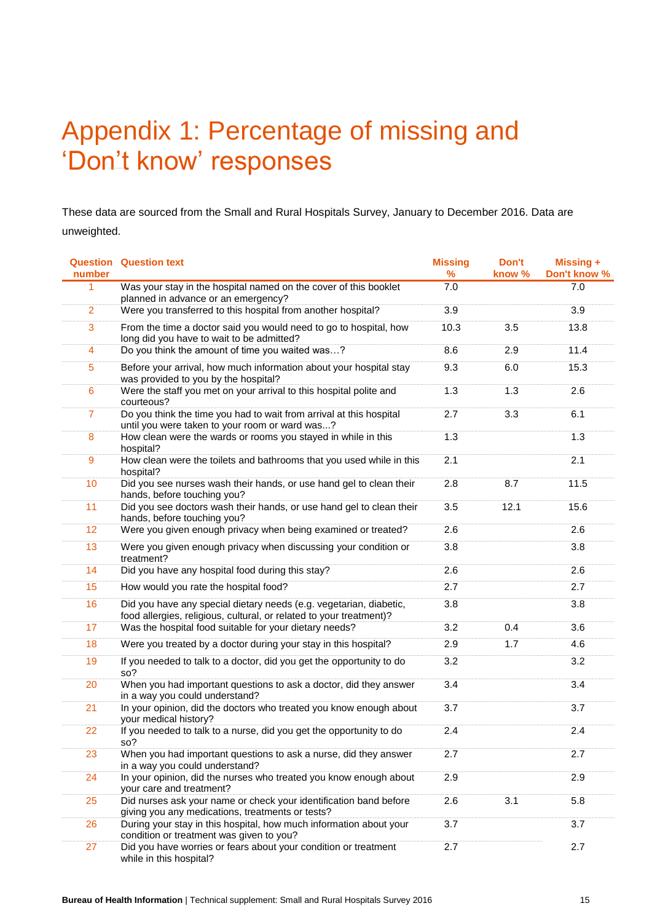# Appendix 1: Percentage of missing and 'Don't know' responses

These data are sourced from the Small and Rural Hospitals Survey, January to December 2016. Data are unweighted.

| Question number | Question text | Missing % | Don't know % | Missing + Don't know % |
|---|---|---|---|---|
| 1 | Was your stay in the hospital named on the cover of this booklet planned in advance or an emergency? | 7.0 | | 7.0 |
| 2 | Were you transferred to this hospital from another hospital? | 3.9 | | 3.9 |
| 3 | From the time a doctor said you would need to go to hospital, how long did you have to wait to be admitted? | 10.3 | 3.5 | 13.8 |
| 4 | Do you think the amount of time you waited was…? | 8.6 | 2.9 | 11.4 |
| 5 | Before your arrival, how much information about your hospital stay was provided to you by the hospital? | 9.3 | 6.0 | 15.3 |
| 6 | Were the staff you met on your arrival to this hospital polite and courteous? | 1.3 | 1.3 | 2.6 |
| 7 | Do you think the time you had to wait from arrival at this hospital until you were taken to your room or ward was...? | 2.7 | 3.3 | 6.1 |
| 8 | How clean were the wards or rooms you stayed in while in this hospital? | 1.3 | | 1.3 |
| 9 | How clean were the toilets and bathrooms that you used while in this hospital? | 2.1 | | 2.1 |
| 10 | Did you see nurses wash their hands, or use hand gel to clean their hands, before touching you? | 2.8 | 8.7 | 11.5 |
| 11 | Did you see doctors wash their hands, or use hand gel to clean their hands, before touching you? | 3.5 | 12.1 | 15.6 |
| 12 | Were you given enough privacy when being examined or treated? | 2.6 | | 2.6 |
| 13 | Were you given enough privacy when discussing your condition or treatment? | 3.8 | | 3.8 |
| 14 | Did you have any hospital food during this stay? | 2.6 | | 2.6 |
| 15 | How would you rate the hospital food? | 2.7 | | 2.7 |
| 16 | Did you have any special dietary needs (e.g. vegetarian, diabetic, food allergies, religious, cultural, or related to your treatment)? | 3.8 | | 3.8 |
| 17 | Was the hospital food suitable for your dietary needs? | 3.2 | 0.4 | 3.6 |
| 18 | Were you treated by a doctor during your stay in this hospital? | 2.9 | 1.7 | 4.6 |
| 19 | If you needed to talk to a doctor, did you get the opportunity to do so? | 3.2 | | 3.2 |
| 20 | When you had important questions to ask a doctor, did they answer in a way you could understand? | 3.4 | | 3.4 |
| 21 | In your opinion, did the doctors who treated you know enough about your medical history? | 3.7 | | 3.7 |
| 22 | If you needed to talk to a nurse, did you get the opportunity to do so? | 2.4 | | 2.4 |
| 23 | When you had important questions to ask a nurse, did they answer in a way you could understand? | 2.7 | | 2.7 |
| 24 | In your opinion, did the nurses who treated you know enough about your care and treatment? | 2.9 | | 2.9 |
| 25 | Did nurses ask your name or check your identification band before giving you any medications, treatments or tests? | 2.6 | 3.1 | 5.8 |
| 26 | During your stay in this hospital, how much information about your condition or treatment was given to you? | 3.7 | | 3.7 |
| 27 | Did you have worries or fears about your condition or treatment while in this hospital? | 2.7 | | 2.7 |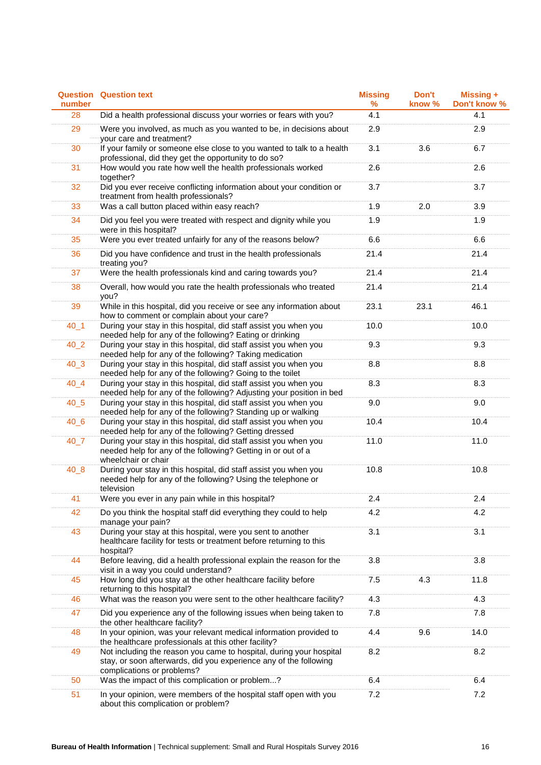| Question number | Question text | Missing % | Don't know % | Missing + Don't know % |
|---|---|---|---|---|
| 28 | Did a health professional discuss your worries or fears with you? | 4.1 | | 4.1 |
| 29 | Were you involved, as much as you wanted to be, in decisions about your care and treatment? | 2.9 | | 2.9 |
| 30 | If your family or someone else close to you wanted to talk to a health professional, did they get the opportunity to do so? | 3.1 | 3.6 | 6.7 |
| 31 | How would you rate how well the health professionals worked together? | 2.6 | | 2.6 |
| 32 | Did you ever receive conflicting information about your condition or treatment from health professionals? | 3.7 | | 3.7 |
| 33 | Was a call button placed within easy reach? | 1.9 | 2.0 | 3.9 |
| 34 | Did you feel you were treated with respect and dignity while you were in this hospital? | 1.9 | | 1.9 |
| 35 | Were you ever treated unfairly for any of the reasons below? | 6.6 | | 6.6 |
| 36 | Did you have confidence and trust in the health professionals treating you? | 21.4 | | 21.4 |
| 37 | Were the health professionals kind and caring towards you? | 21.4 | | 21.4 |
| 38 | Overall, how would you rate the health professionals who treated you? | 21.4 | | 21.4 |
| 39 | While in this hospital, did you receive or see any information about how to comment or complain about your care? | 23.1 | 23.1 | 46.1 |
| 40_1 | During your stay in this hospital, did staff assist you when you needed help for any of the following? Eating or drinking | 10.0 | | 10.0 |
| 40_2 | During your stay in this hospital, did staff assist you when you needed help for any of the following? Taking medication | 9.3 | | 9.3 |
| 40_3 | During your stay in this hospital, did staff assist you when you needed help for any of the following? Going to the toilet | 8.8 | | 8.8 |
| 40_4 | During your stay in this hospital, did staff assist you when you needed help for any of the following? Adjusting your position in bed | 8.3 | | 8.3 |
| 40_5 | During your stay in this hospital, did staff assist you when you needed help for any of the following? Standing up or walking | 9.0 | | 9.0 |
| 40_6 | During your stay in this hospital, did staff assist you when you needed help for any of the following? Getting dressed | 10.4 | | 10.4 |
| 40_7 | During your stay in this hospital, did staff assist you when you needed help for any of the following? Getting in or out of a wheelchair or chair | 11.0 | | 11.0 |
| 40_8 | During your stay in this hospital, did staff assist you when you needed help for any of the following? Using the telephone or television | 10.8 | | 10.8 |
| 41 | Were you ever in any pain while in this hospital? | 2.4 | | 2.4 |
| 42 | Do you think the hospital staff did everything they could to help manage your pain? | 4.2 | | 4.2 |
| 43 | During your stay at this hospital, were you sent to another healthcare facility for tests or treatment before returning to this hospital? | 3.1 | | 3.1 |
| 44 | Before leaving, did a health professional explain the reason for the visit in a way you could understand? | 3.8 | | 3.8 |
| 45 | How long did you stay at the other healthcare facility before returning to this hospital? | 7.5 | 4.3 | 11.8 |
| 46 | What was the reason you were sent to the other healthcare facility? | 4.3 | | 4.3 |
| 47 | Did you experience any of the following issues when being taken to the other healthcare facility? | 7.8 | | 7.8 |
| 48 | In your opinion, was your relevant medical information provided to the healthcare professionals at this other facility? | 4.4 | 9.6 | 14.0 |
| 49 | Not including the reason you came to hospital, during your hospital stay, or soon afterwards, did you experience any of the following complications or problems? | 8.2 | | 8.2 |
| 50 | Was the impact of this complication or problem...? | 6.4 | | 6.4 |
| 51 | In your opinion, were members of the hospital staff open with you about this complication or problem? | 7.2 | | 7.2 |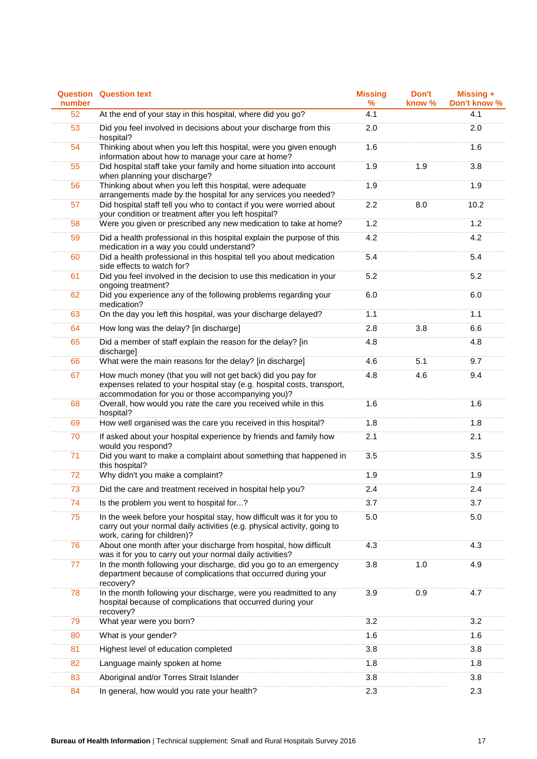| Question number | Question text | Missing % | Don't know % | Missing + Don't know % |
|---|---|---|---|---|
| 52 | At the end of your stay in this hospital, where did you go? | 4.1 | | 4.1 |
| 53 | Did you feel involved in decisions about your discharge from this hospital? | 2.0 | | 2.0 |
| 54 | Thinking about when you left this hospital, were you given enough information about how to manage your care at home? | 1.6 | | 1.6 |
| 55 | Did hospital staff take your family and home situation into account when planning your discharge? | 1.9 | 1.9 | 3.8 |
| 56 | Thinking about when you left this hospital, were adequate arrangements made by the hospital for any services you needed? | 1.9 | | 1.9 |
| 57 | Did hospital staff tell you who to contact if you were worried about your condition or treatment after you left hospital? | 2.2 | 8.0 | 10.2 |
| 58 | Were you given or prescribed any new medication to take at home? | 1.2 | | 1.2 |
| 59 | Did a health professional in this hospital explain the purpose of this medication in a way you could understand? | 4.2 | | 4.2 |
| 60 | Did a health professional in this hospital tell you about medication side effects to watch for? | 5.4 | | 5.4 |
| 61 | Did you feel involved in the decision to use this medication in your ongoing treatment? | 5.2 | | 5.2 |
| 62 | Did you experience any of the following problems regarding your medication? | 6.0 | | 6.0 |
| 63 | On the day you left this hospital, was your discharge delayed? | 1.1 | | 1.1 |
| 64 | How long was the delay? [in discharge] | 2.8 | 3.8 | 6.6 |
| 65 | Did a member of staff explain the reason for the delay? [in discharge] | 4.8 | | 4.8 |
| 66 | What were the main reasons for the delay? [in discharge] | 4.6 | 5.1 | 9.7 |
| 67 | How much money (that you will not get back) did you pay for expenses related to your hospital stay (e.g. hospital costs, transport, accommodation for you or those accompanying you)? | 4.8 | 4.6 | 9.4 |
| 68 | Overall, how would you rate the care you received while in this hospital? | 1.6 | | 1.6 |
| 69 | How well organised was the care you received in this hospital? | 1.8 | | 1.8 |
| 70 | If asked about your hospital experience by friends and family how would you respond? | 2.1 | | 2.1 |
| 71 | Did you want to make a complaint about something that happened in this hospital? | 3.5 | | 3.5 |
| 72 | Why didn't you make a complaint? | 1.9 | | 1.9 |
| 73 | Did the care and treatment received in hospital help you? | 2.4 | | 2.4 |
| 74 | Is the problem you went to hospital for...? | 3.7 | | 3.7 |
| 75 | In the week before your hospital stay, how difficult was it for you to carry out your normal daily activities (e.g. physical activity, going to work, caring for children)? | 5.0 | | 5.0 |
| 76 | About one month after your discharge from hospital, how difficult was it for you to carry out your normal daily activities? | 4.3 | | 4.3 |
| 77 | In the month following your discharge, did you go to an emergency department because of complications that occurred during your recovery? | 3.8 | 1.0 | 4.9 |
| 78 | In the month following your discharge, were you readmitted to any hospital because of complications that occurred during your recovery? | 3.9 | 0.9 | 4.7 |
| 79 | What year were you born? | 3.2 | | 3.2 |
| 80 | What is your gender? | 1.6 | | 1.6 |
| 81 | Highest level of education completed | 3.8 | | 3.8 |
| 82 | Language mainly spoken at home | 1.8 | | 1.8 |
| 83 | Aboriginal and/or Torres Strait Islander | 3.8 | | 3.8 |
| 84 | In general, how would you rate your health? | 2.3 | | 2.3 |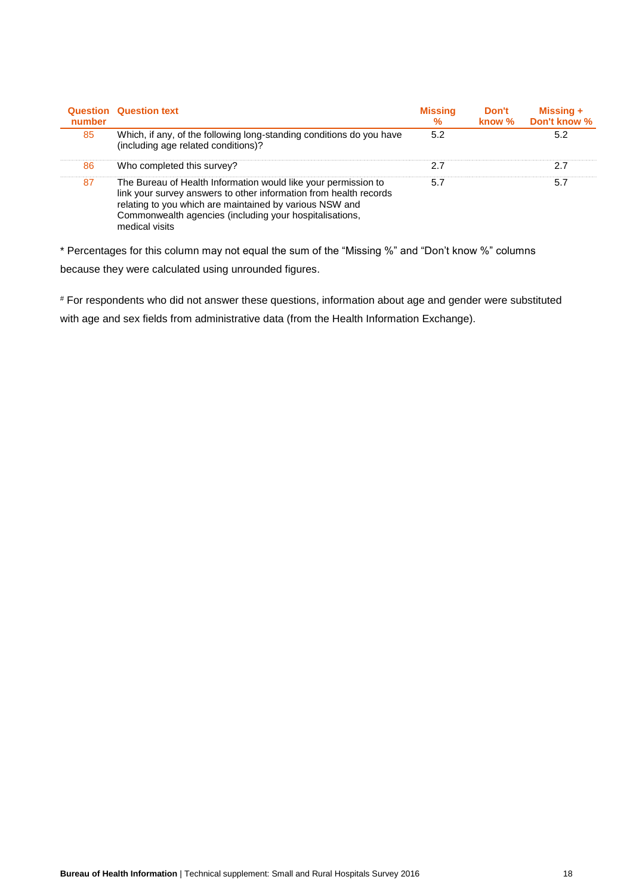| Question number | Question text | Missing % | Don't know % | Missing + Don't know % |
|---|---|---|---|---|
| 85 | Which, if any, of the following long-standing conditions do you have (including age related conditions)? | 5.2 | | 5.2 |
| 86 | Who completed this survey? | 2.7 | | 2.7 |
| 87 | The Bureau of Health Information would like your permission to link your survey answers to other information from health records relating to you which are maintained by various NSW and Commonwealth agencies (including your hospitalisations, medical visits | 5.7 | | 5.7 |

* Percentages for this column may not equal the sum of the "Missing %" and "Don't know %" columns because they were calculated using unrounded figures.

# For respondents who did not answer these questions, information about age and gender were substituted with age and sex fields from administrative data (from the Health Information Exchange).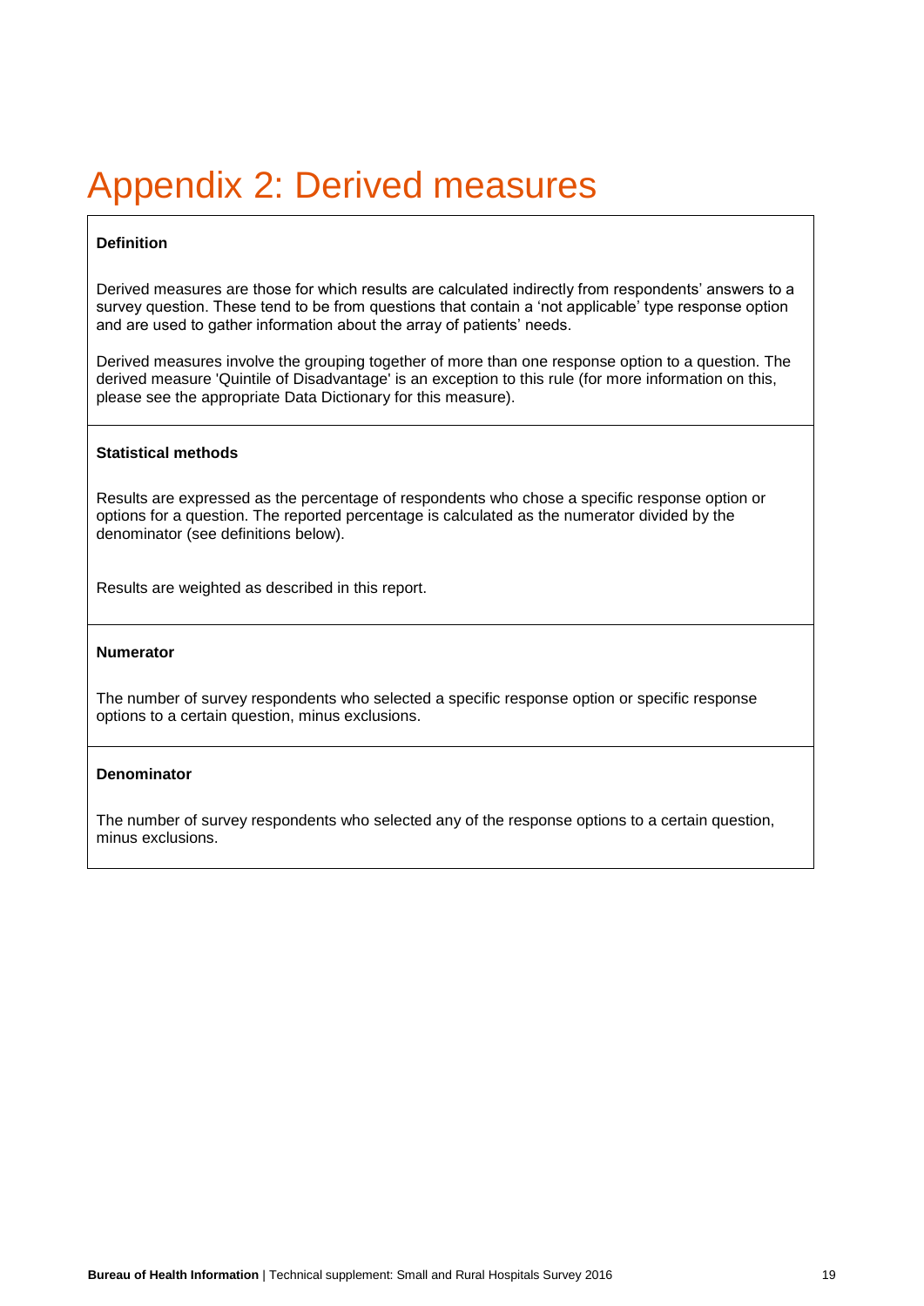# Appendix 2: Derived measures

| **Definition** |
|---|
| Derived measures are those for which results are calculated indirectly from respondents' answers to a survey question. These tend to be from questions that contain a 'not applicable' type response option and are used to gather information about the array of patients' needs. <br><br> Derived measures involve the grouping together of more than one response option to a question. The derived measure 'Quintile of Disadvantage' is an exception to this rule (for more information on this, please see the appropriate Data Dictionary for this measure). |
| **Statistical methods** |
| Results are expressed as the percentage of respondents who chose a specific response option or options for a question. The reported percentage is calculated as the numerator divided by the denominator (see definitions below). <br><br> Results are weighted as described in this report. |
| **Numerator** |
| The number of survey respondents who selected a specific response option or specific response options to a certain question, minus exclusions. |
| **Denominator** |
| The number of survey respondents who selected any of the response options to a certain question, minus exclusions. |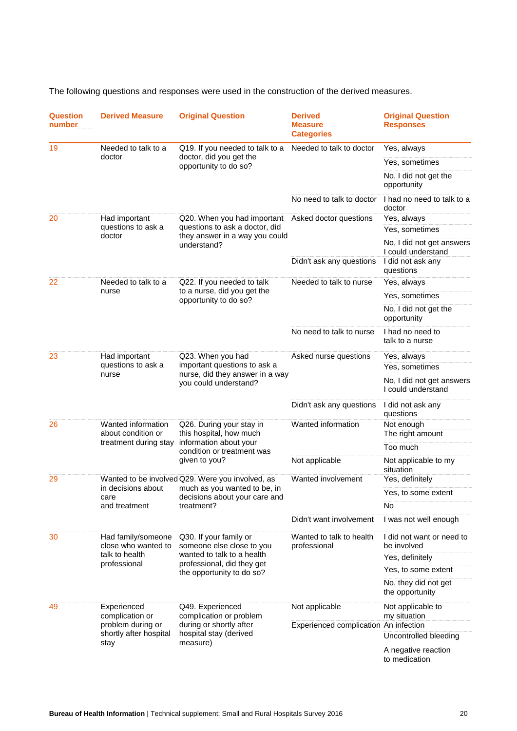The following questions and responses were used in the construction of the derived measures.

| Question number | Derived Measure | Original Question | Derived Measure Categories | Original Question Responses |
|---|---|---|---|---|
| 19 | Needed to talk to a doctor | Q19. If you needed to talk to a doctor, did you get the opportunity to do so? | Needed to talk to doctor | Yes, always |
| | | | | Yes, sometimes |
| | | | | No, I did not get the opportunity |
| | | | No need to talk to doctor | I had no need to talk to a doctor |
| 20 | Had important questions to ask a doctor | Q20. When you had important questions to ask a doctor, did they answer in a way you could understand? | Asked doctor questions | Yes, always |
| | | | | Yes, sometimes |
| | | | | No, I did not get answers I could understand |
| | | | Didn't ask any questions | I did not ask any questions |
| 22 | Needed to talk to a nurse | Q22. If you needed to talk to a nurse, did you get the opportunity to do so? | Needed to talk to nurse | Yes, always |
| | | | | Yes, sometimes |
| | | | | No, I did not get the opportunity |
| | | | No need to talk to nurse | I had no need to talk to a nurse |
| 23 | Had important questions to ask a nurse | Q23. When you had important questions to ask a nurse, did they answer in a way you could understand? | Asked nurse questions | Yes, always |
| | | | | Yes, sometimes |
| | | | | No, I did not get answers I could understand |
| | | | Didn't ask any questions | I did not ask any questions |
| 26 | Wanted information about condition or treatment during stay | Q26. During your stay in this hospital, how much information about your condition or treatment was given to you? | Wanted information | Not enough |
| | | | | The right amount |
| | | | | Too much |
| | | | Not applicable | Not applicable to my situation |
| 29 | Wanted to be involved in decisions about care and treatment | Q29. Were you involved, as much as you wanted to be, in decisions about your care and treatment? | Wanted involvement | Yes, definitely |
| | | | | Yes, to some extent |
| | | | | No |
| | | | Didn't want involvement | I was not well enough |
| 30 | Had family/someone close who wanted to talk to health professional | Q30. If your family or someone else close to you wanted to talk to a health professional, did they get the opportunity to do so? | Wanted to talk to health professional | I did not want or need to be involved |
| | | | | Yes, definitely |
| | | | | Yes, to some extent |
| | | | | No, they did not get the opportunity |
| 49 | Experienced complication or problem during or shortly after hospital stay | Q49. Experienced complication or problem during or shortly after hospital stay (derived measure) | Not applicable | Not applicable to my situation |
| | | | Experienced complication | An infection |
| | | | | Uncontrolled bleeding |
| | | | | A negative reaction to medication |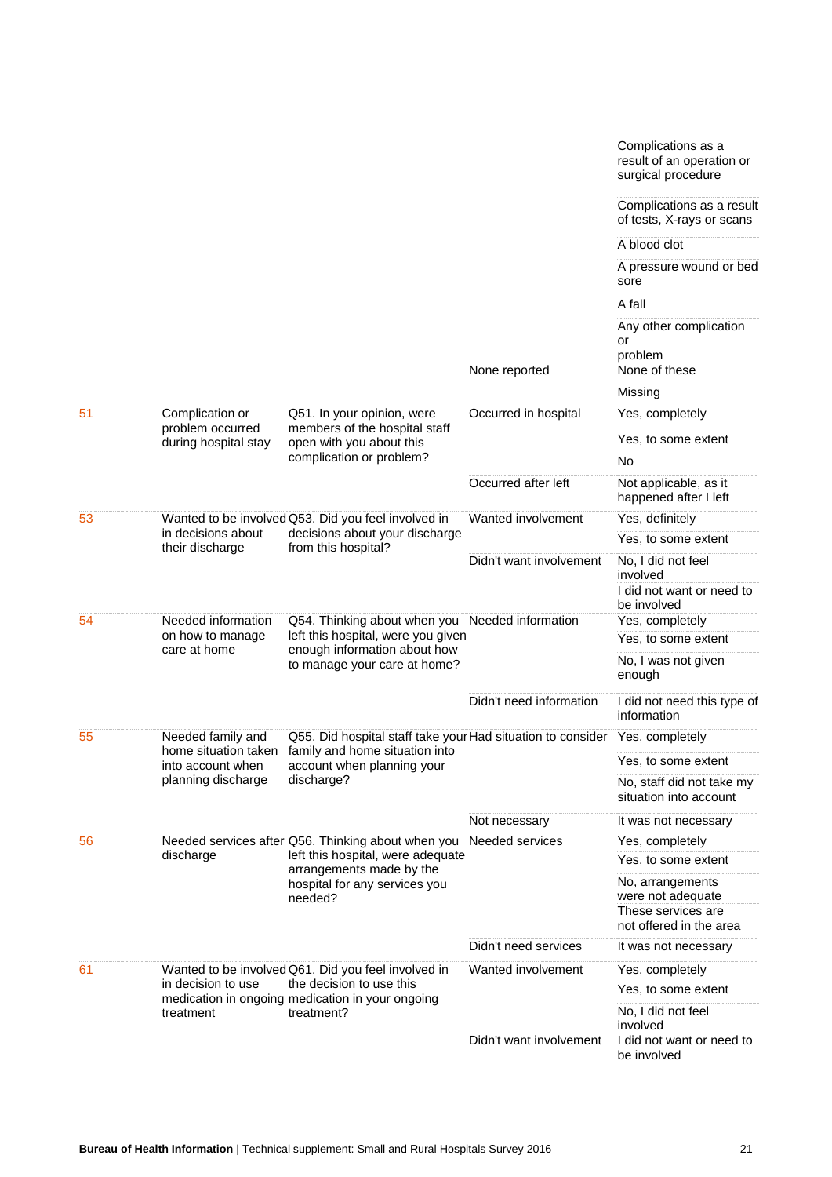| | | | | |
|---|---|---|---|---|
| | | | | Complications as a result of an operation or surgical procedure |
| | | | | Complications as a result of tests, X-rays or scans |
| | | | | A blood clot |
| | | | | A pressure wound or bed sore |
| | | | | A fall |
| | | | | Any other complication or problem |
| | | | None reported | None of these |
| | | | | Missing |
| 51 | Complication or problem occurred during hospital stay | Q51. In your opinion, were members of the hospital staff open with you about this complication or problem? | Occurred in hospital | Yes, completely |
| | | | | Yes, to some extent |
| | | | | No |
| | | | Occurred after left | Not applicable, as it happened after I left |
| 53 | Wanted to be involved in decisions about their discharge | Q53. Did you feel involved in decisions about your discharge from this hospital? | Wanted involvement | Yes, definitely |
| | | | | Yes, to some extent |
| | | | Didn't want involvement | No, I did not feel involved |
| | | | | I did not want or need to be involved |
| 54 | Needed information on how to manage care at home | Q54. Thinking about when you left this hospital, were you given enough information about how to manage your care at home? | Needed information | Yes, completely |
| | | | | Yes, to some extent |
| | | | | No, I was not given enough |
| | | | Didn't need information | I did not need this type of information |
| 55 | Needed family and home situation taken into account when planning discharge | Q55. Did hospital staff take your family and home situation into account when planning your discharge? | Had situation to consider | Yes, completely |
| | | | | Yes, to some extent |
| | | | | No, staff did not take my situation into account |
| | | | Not necessary | It was not necessary |
| 56 | Needed services after discharge | Q56. Thinking about when you left this hospital, were adequate arrangements made by the hospital for any services you needed? | Needed services | Yes, completely |
| | | | | Yes, to some extent |
| | | | | No, arrangements were not adequate |
| | | | | These services are not offered in the area |
| | | | Didn't need services | It was not necessary |
| 61 | Wanted to be involved in decision to use medication in ongoing treatment | Q61. Did you feel involved in the decision to use this medication in your ongoing treatment? | Wanted involvement | Yes, completely |
| | | | | Yes, to some extent |
| | | | | No, I did not feel involved |
| | | | Didn't want involvement | I did not want or need to be involved |